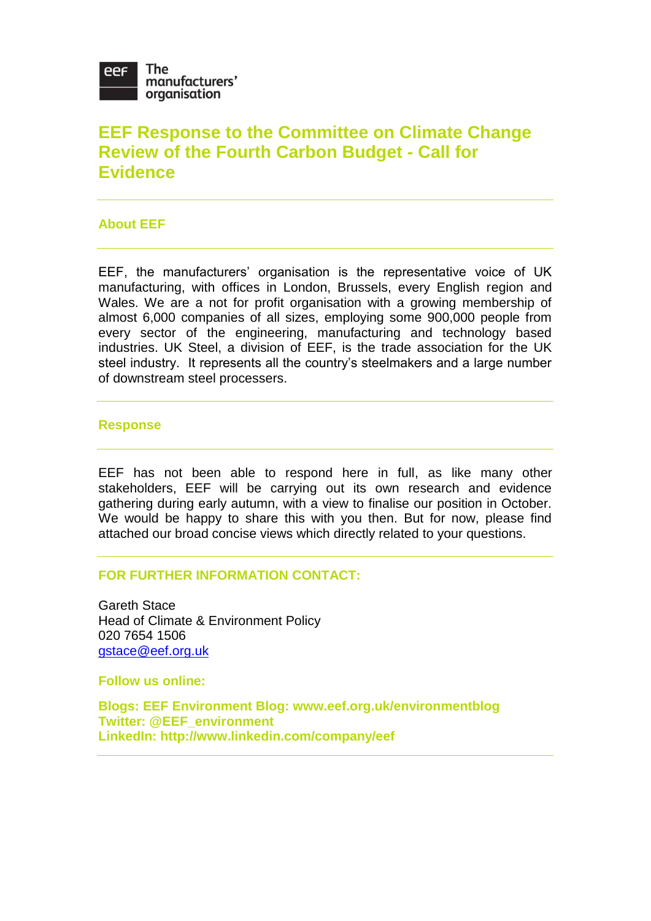eef The manufacturers' organisation

# EEF Response to the Committee on Climate Change Review of the Fourth Carbon Budget - Call for Evidence

## About EEF

EEF, the manufacturers' organisation is the representative voice of UK manufacturing, with offices in London, Brussels, every English region and Wales. We are a not for profit organisation with a growing membership of almost 6,000 companies of all sizes, employing some 900,000 people from every sector of the engineering, manufacturing and technology based industries. UK Steel, a division of EEF, is the trade association for the UK steel industry. It represents all the country's steelmakers and a large number of downstream steel processers.

## Response

EEF has not been able to respond here in full, as like many other stakeholders, EEF will be carrying out its own research and evidence gathering during early autumn, with a view to finalise our position in October. We would be happy to share this with you then. But for now, please find attached our broad concise views which directly related to your questions.

**FOR FURTHER INFORMATION CONTACT:**

Gareth Stace
Head of Climate & Environment Policy
020 7654 1506
gstace@eef.org.uk

**Follow us online:**

**Blogs: EEF Environment Blog: www.eef.org.uk/environmentblog**
**Twitter: @EEF_environment**
**LinkedIn: http://www.linkedin.com/company/eef**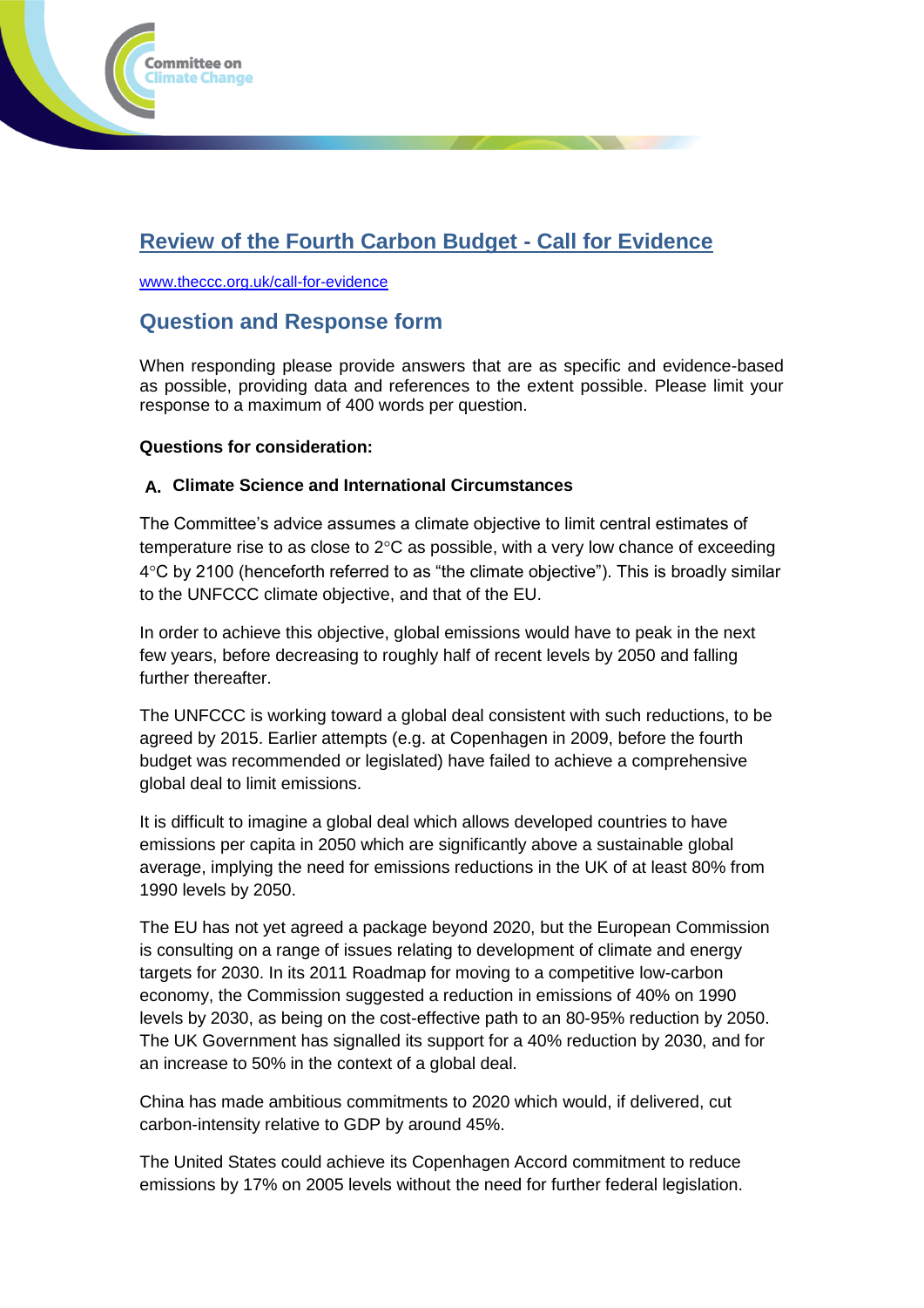## Review of the Fourth Carbon Budget - Call for Evidence

www.theccc.org.uk/call-for-evidence

## Question and Response form

When responding please provide answers that are as specific and evidence-based as possible, providing data and references to the extent possible. Please limit your response to a maximum of 400 words per question.

**Questions for consideration:**

### A. Climate Science and International Circumstances

The Committee's advice assumes a climate objective to limit central estimates of temperature rise to as close to 2°C as possible, with a very low chance of exceeding 4°C by 2100 (henceforth referred to as "the climate objective"). This is broadly similar to the UNFCCC climate objective, and that of the EU.

In order to achieve this objective, global emissions would have to peak in the next few years, before decreasing to roughly half of recent levels by 2050 and falling further thereafter.

The UNFCCC is working toward a global deal consistent with such reductions, to be agreed by 2015. Earlier attempts (e.g. at Copenhagen in 2009, before the fourth budget was recommended or legislated) have failed to achieve a comprehensive global deal to limit emissions.

It is difficult to imagine a global deal which allows developed countries to have emissions per capita in 2050 which are significantly above a sustainable global average, implying the need for emissions reductions in the UK of at least 80% from 1990 levels by 2050.

The EU has not yet agreed a package beyond 2020, but the European Commission is consulting on a range of issues relating to development of climate and energy targets for 2030. In its 2011 Roadmap for moving to a competitive low-carbon economy, the Commission suggested a reduction in emissions of 40% on 1990 levels by 2030, as being on the cost-effective path to an 80-95% reduction by 2050. The UK Government has signalled its support for a 40% reduction by 2030, and for an increase to 50% in the context of a global deal.

China has made ambitious commitments to 2020 which would, if delivered, cut carbon-intensity relative to GDP by around 45%.

The United States could achieve its Copenhagen Accord commitment to reduce emissions by 17% on 2005 levels without the need for further federal legislation.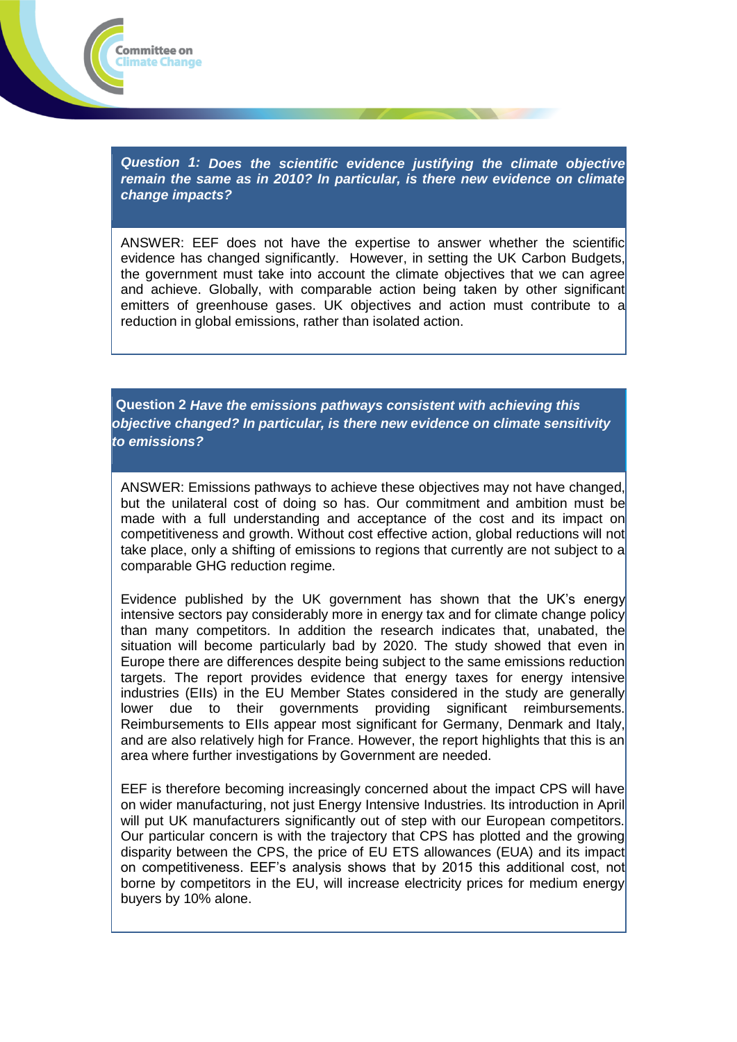**Question 1:** ***Does the scientific evidence justifying the climate objective remain the same as in 2010? In particular, is there new evidence on climate change impacts?***

ANSWER: EEF does not have the expertise to answer whether the scientific evidence has changed significantly. However, in setting the UK Carbon Budgets, the government must take into account the climate objectives that we can agree and achieve. Globally, with comparable action being taken by other significant emitters of greenhouse gases. UK objectives and action must contribute to a reduction in global emissions, rather than isolated action.

**Question 2** ***Have the emissions pathways consistent with achieving this objective changed? In particular, is there new evidence on climate sensitivity to emissions?***

ANSWER: Emissions pathways to achieve these objectives may not have changed, but the unilateral cost of doing so has. Our commitment and ambition must be made with a full understanding and acceptance of the cost and its impact on competitiveness and growth. Without cost effective action, global reductions will not take place, only a shifting of emissions to regions that currently are not subject to a comparable GHG reduction regime.

Evidence published by the UK government has shown that the UK's energy intensive sectors pay considerably more in energy tax and for climate change policy than many competitors. In addition the research indicates that, unabated, the situation will become particularly bad by 2020. The study showed that even in Europe there are differences despite being subject to the same emissions reduction targets. The report provides evidence that energy taxes for energy intensive industries (EIIs) in the EU Member States considered in the study are generally lower due to their governments providing significant reimbursements. Reimbursements to EIIs appear most significant for Germany, Denmark and Italy, and are also relatively high for France. However, the report highlights that this is an area where further investigations by Government are needed.

EEF is therefore becoming increasingly concerned about the impact CPS will have on wider manufacturing, not just Energy Intensive Industries. Its introduction in April will put UK manufacturers significantly out of step with our European competitors. Our particular concern is with the trajectory that CPS has plotted and the growing disparity between the CPS, the price of EU ETS allowances (EUA) and its impact on competitiveness. EEF's analysis shows that by 2015 this additional cost, not borne by competitors in the EU, will increase electricity prices for medium energy buyers by 10% alone.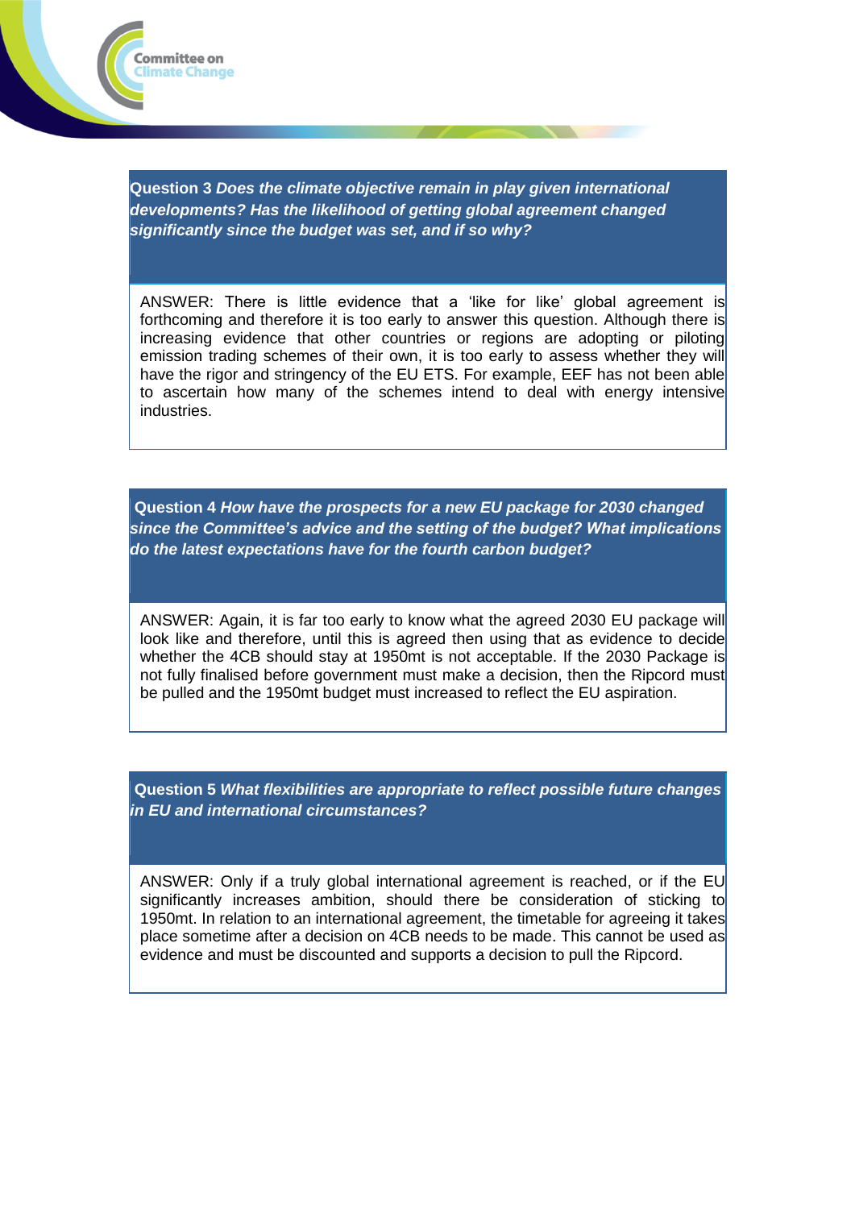**Question 3** ***Does the climate objective remain in play given international developments? Has the likelihood of getting global agreement changed significantly since the budget was set, and if so why?***

ANSWER: There is little evidence that a 'like for like' global agreement is forthcoming and therefore it is too early to answer this question. Although there is increasing evidence that other countries or regions are adopting or piloting emission trading schemes of their own, it is too early to assess whether they will have the rigor and stringency of the EU ETS. For example, EEF has not been able to ascertain how many of the schemes intend to deal with energy intensive industries.

**Question 4** ***How have the prospects for a new EU package for 2030 changed since the Committee's advice and the setting of the budget? What implications do the latest expectations have for the fourth carbon budget?***

ANSWER: Again, it is far too early to know what the agreed 2030 EU package will look like and therefore, until this is agreed then using that as evidence to decide whether the 4CB should stay at 1950mt is not acceptable. If the 2030 Package is not fully finalised before government must make a decision, then the Ripcord must be pulled and the 1950mt budget must increased to reflect the EU aspiration.

**Question 5** ***What flexibilities are appropriate to reflect possible future changes in EU and international circumstances?***

ANSWER: Only if a truly global international agreement is reached, or if the EU significantly increases ambition, should there be consideration of sticking to 1950mt. In relation to an international agreement, the timetable for agreeing it takes place sometime after a decision on 4CB needs to be made. This cannot be used as evidence and must be discounted and supports a decision to pull the Ripcord.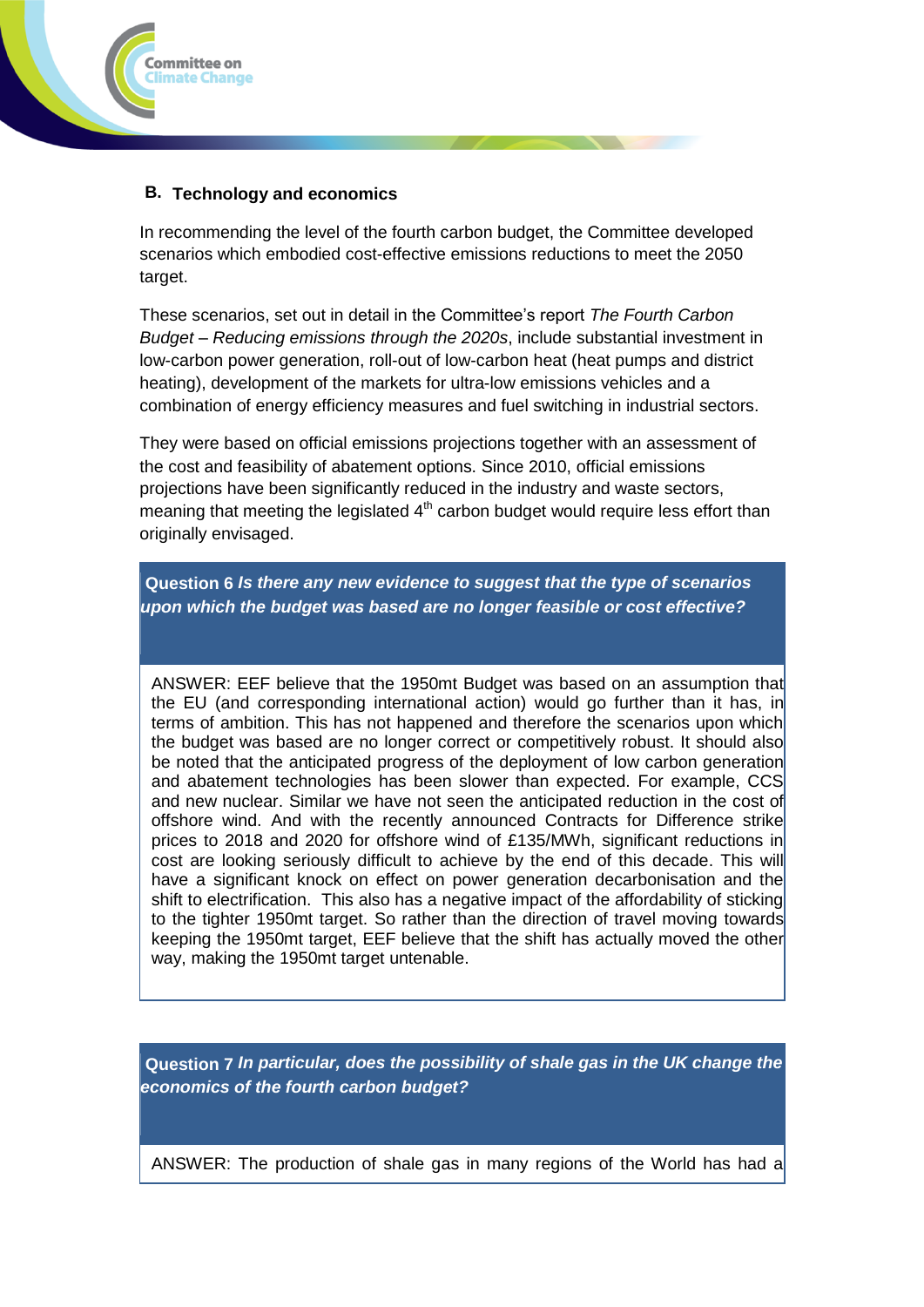## B. Technology and economics

In recommending the level of the fourth carbon budget, the Committee developed scenarios which embodied cost-effective emissions reductions to meet the 2050 target.

These scenarios, set out in detail in the Committee's report *The Fourth Carbon Budget – Reducing emissions through the 2020s*, include substantial investment in low-carbon power generation, roll-out of low-carbon heat (heat pumps and district heating), development of the markets for ultra-low emissions vehicles and a combination of energy efficiency measures and fuel switching in industrial sectors.

They were based on official emissions projections together with an assessment of the cost and feasibility of abatement options. Since 2010, official emissions projections have been significantly reduced in the industry and waste sectors, meaning that meeting the legislated 4th carbon budget would require less effort than originally envisaged.

| **Question 6** ***Is there any new evidence to suggest that the type of scenarios upon which the budget was based are no longer feasible or cost effective?*** |
|---|
| ANSWER: EEF believe that the 1950mt Budget was based on an assumption that the EU (and corresponding international action) would go further than it has, in terms of ambition. This has not happened and therefore the scenarios upon which the budget was based are no longer correct or competitively robust. It should also be noted that the anticipated progress of the deployment of low carbon generation and abatement technologies has been slower than expected. For example, CCS and new nuclear. Similar we have not seen the anticipated reduction in the cost of offshore wind. And with the recently announced Contracts for Difference strike prices to 2018 and 2020 for offshore wind of £135/MWh, significant reductions in cost are looking seriously difficult to achieve by the end of this decade. This will have a significant knock on effect on power generation decarbonisation and the shift to electrification. This also has a negative impact of the affordability of sticking to the tighter 1950mt target. So rather than the direction of travel moving towards keeping the 1950mt target, EEF believe that the shift has actually moved the other way, making the 1950mt target untenable. |

| **Question 7** ***In particular, does the possibility of shale gas in the UK change the economics of the fourth carbon budget?*** |
|---|
| ANSWER: The production of shale gas in many regions of the World has had a |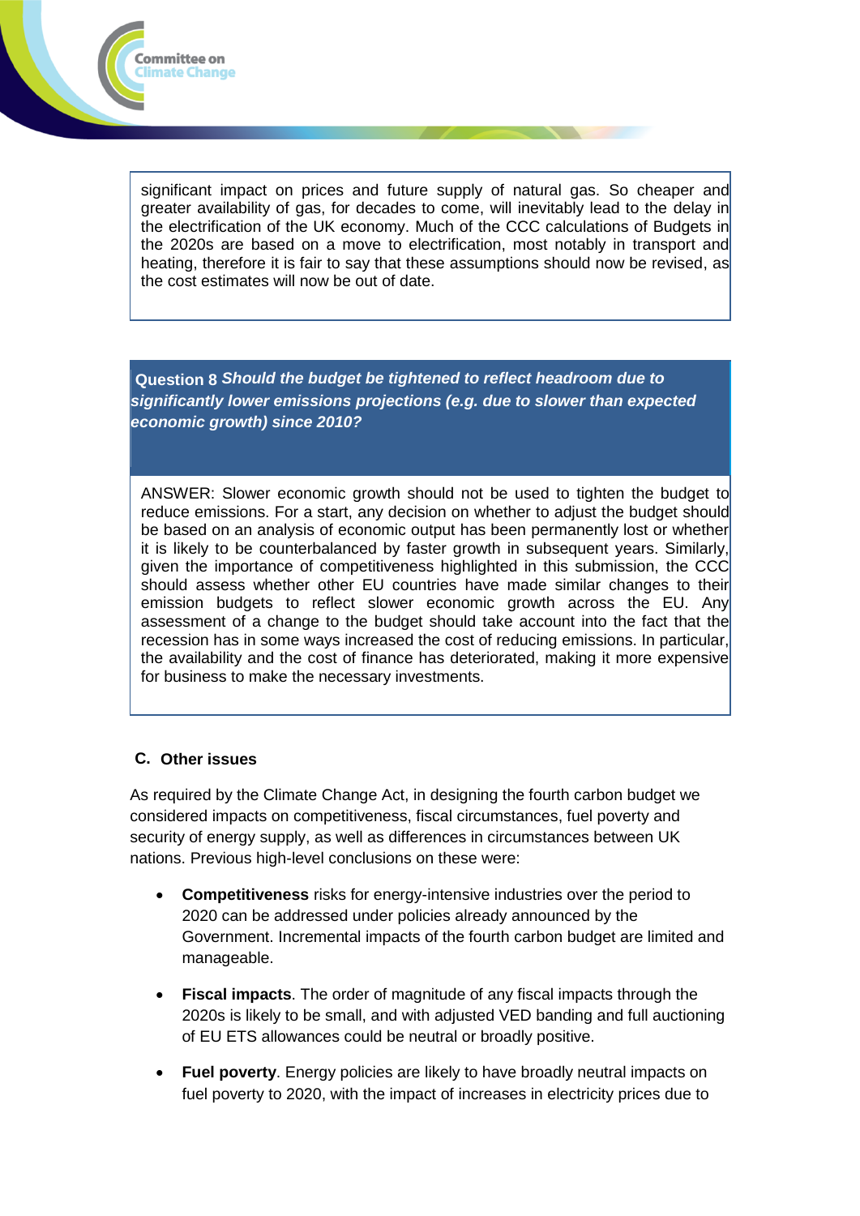significant impact on prices and future supply of natural gas. So cheaper and greater availability of gas, for decades to come, will inevitably lead to the delay in the electrification of the UK economy. Much of the CCC calculations of Budgets in the 2020s are based on a move to electrification, most notably in transport and heating, therefore it is fair to say that these assumptions should now be revised, as the cost estimates will now be out of date.

**Question 8** ***Should the budget be tightened to reflect headroom due to significantly lower emissions projections (e.g. due to slower than expected economic growth) since 2010?***

ANSWER: Slower economic growth should not be used to tighten the budget to reduce emissions. For a start, any decision on whether to adjust the budget should be based on an analysis of economic output has been permanently lost or whether it is likely to be counterbalanced by faster growth in subsequent years. Similarly, given the importance of competitiveness highlighted in this submission, the CCC should assess whether other EU countries have made similar changes to their emission budgets to reflect slower economic growth across the EU. Any assessment of a change to the budget should take account into the fact that the recession has in some ways increased the cost of reducing emissions. In particular, the availability and the cost of finance has deteriorated, making it more expensive for business to make the necessary investments.

## C. Other issues

As required by the Climate Change Act, in designing the fourth carbon budget we considered impacts on competitiveness, fiscal circumstances, fuel poverty and security of energy supply, as well as differences in circumstances between UK nations. Previous high-level conclusions on these were:

- **Competitiveness** risks for energy-intensive industries over the period to 2020 can be addressed under policies already announced by the Government. Incremental impacts of the fourth carbon budget are limited and manageable.
- **Fiscal impacts**. The order of magnitude of any fiscal impacts through the 2020s is likely to be small, and with adjusted VED banding and full auctioning of EU ETS allowances could be neutral or broadly positive.
- **Fuel poverty**. Energy policies are likely to have broadly neutral impacts on fuel poverty to 2020, with the impact of increases in electricity prices due to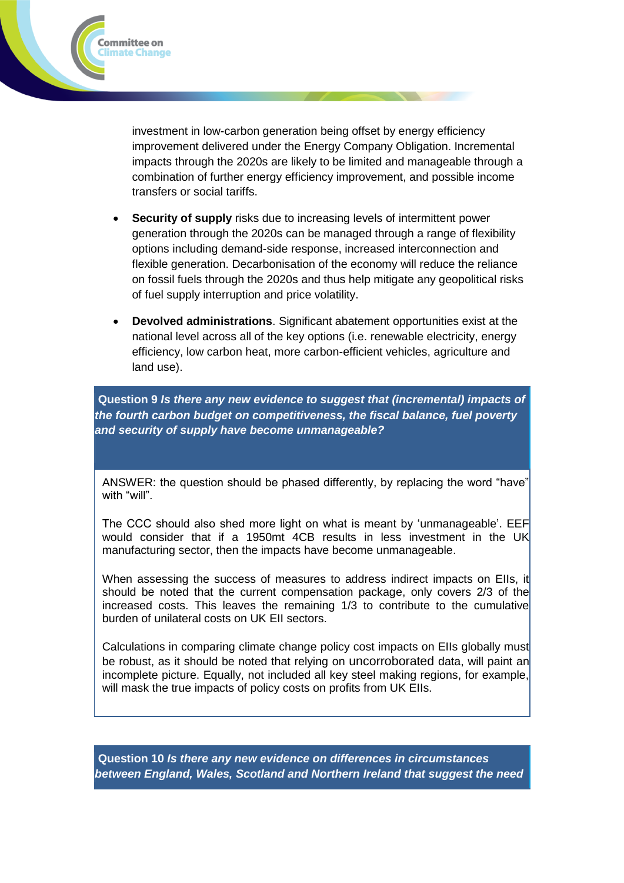investment in low-carbon generation being offset by energy efficiency improvement delivered under the Energy Company Obligation. Incremental impacts through the 2020s are likely to be limited and manageable through a combination of further energy efficiency improvement, and possible income transfers or social tariffs.

- **Security of supply** risks due to increasing levels of intermittent power generation through the 2020s can be managed through a range of flexibility options including demand-side response, increased interconnection and flexible generation. Decarbonisation of the economy will reduce the reliance on fossil fuels through the 2020s and thus help mitigate any geopolitical risks of fuel supply interruption and price volatility.

- **Devolved administrations**. Significant abatement opportunities exist at the national level across all of the key options (i.e. renewable electricity, energy efficiency, low carbon heat, more carbon-efficient vehicles, agriculture and land use).

**Question 9** ***Is there any new evidence to suggest that (incremental) impacts of the fourth carbon budget on competitiveness, the fiscal balance, fuel poverty and security of supply have become unmanageable?***

ANSWER: the question should be phased differently, by replacing the word "have" with "will".

The CCC should also shed more light on what is meant by 'unmanageable'. EEF would consider that if a 1950mt 4CB results in less investment in the UK manufacturing sector, then the impacts have become unmanageable.

When assessing the success of measures to address indirect impacts on EIIs, it should be noted that the current compensation package, only covers 2/3 of the increased costs. This leaves the remaining 1/3 to contribute to the cumulative burden of unilateral costs on UK EII sectors.

Calculations in comparing climate change policy cost impacts on EIIs globally must be robust, as it should be noted that relying on uncorroborated data, will paint an incomplete picture. Equally, not included all key steel making regions, for example, will mask the true impacts of policy costs on profits from UK EIIs.

**Question 10** ***Is there any new evidence on differences in circumstances between England, Wales, Scotland and Northern Ireland that suggest the need***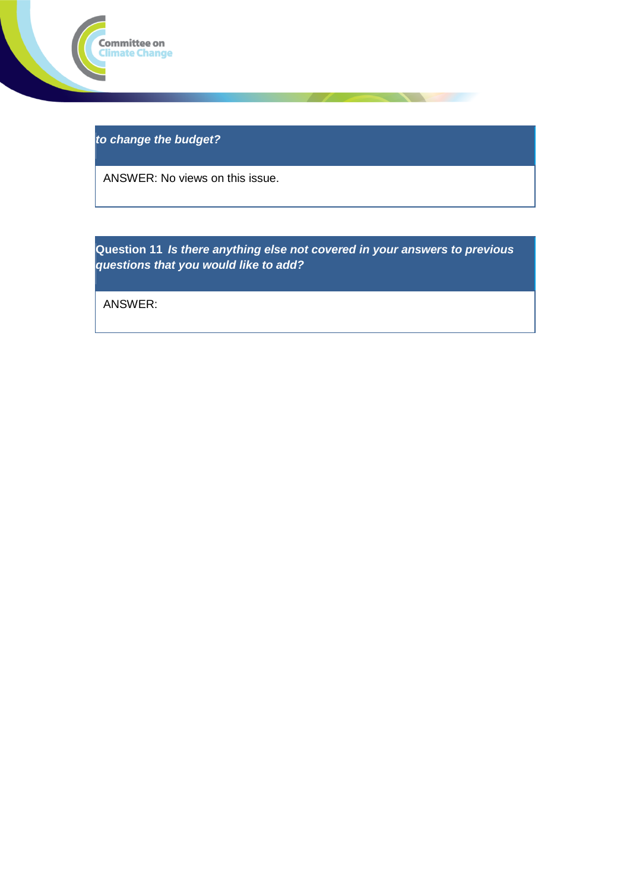***to change the budget?***

ANSWER: No views on this issue.

**Question 11** ***Is there anything else not covered in your answers to previous questions that you would like to add?***

ANSWER: